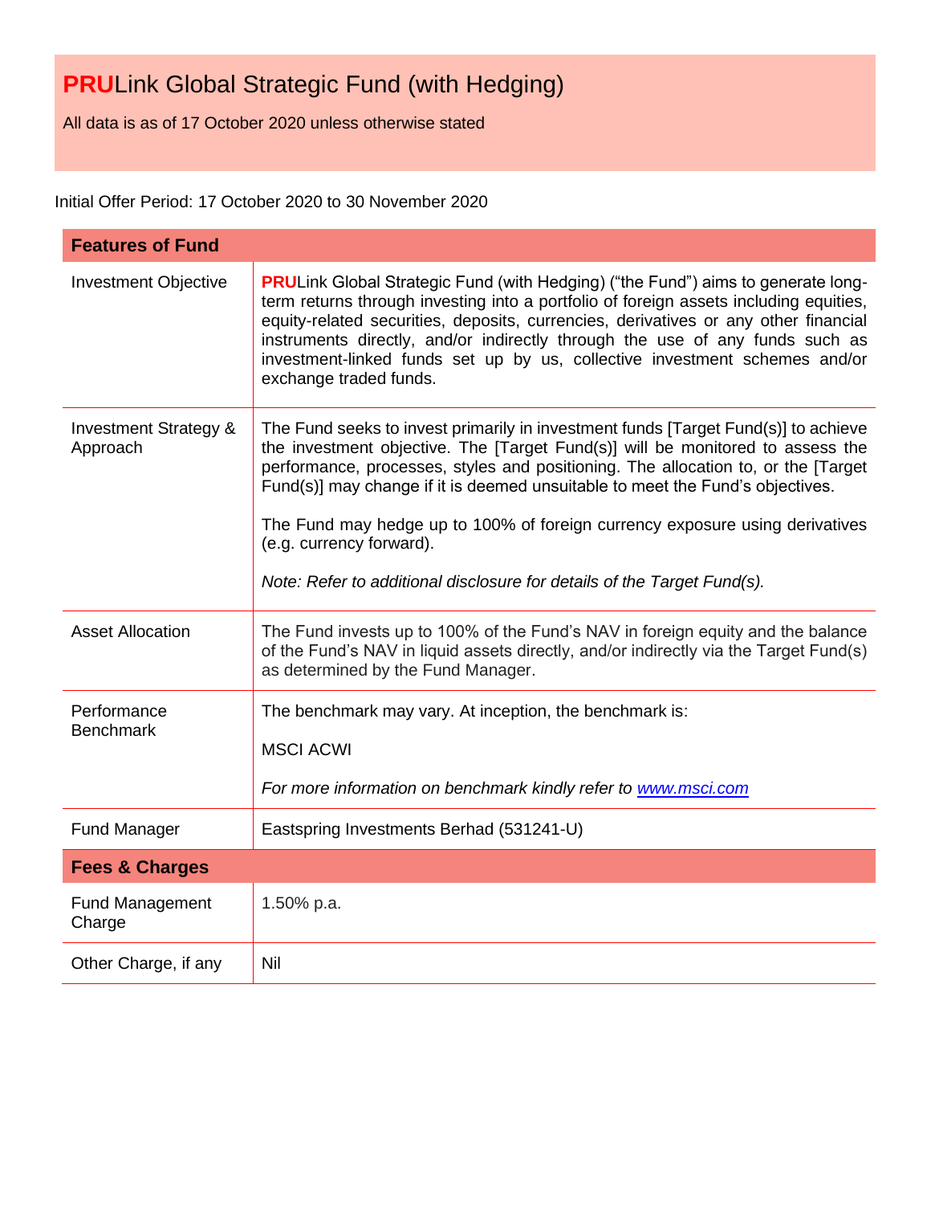# **PRU**Link Global Strategic Fund (with Hedging)

All data is as of 17 October 2020 unless otherwise stated

Initial Offer Period: 17 October 2020 to 30 November 2020

| **Features of Fund** | |
|---|---|
| Investment Objective | **PRU**Link Global Strategic Fund (with Hedging) ("the Fund") aims to generate long-term returns through investing into a portfolio of foreign assets including equities, equity-related securities, deposits, currencies, derivatives or any other financial instruments directly, and/or indirectly through the use of any funds such as investment-linked funds set up by us, collective investment schemes and/or exchange traded funds. |
| Investment Strategy & Approach | The Fund seeks to invest primarily in investment funds [Target Fund(s)] to achieve the investment objective. The [Target Fund(s)] will be monitored to assess the performance, processes, styles and positioning. The allocation to, or the [Target Fund(s)] may change if it is deemed unsuitable to meet the Fund's objectives.<br><br>The Fund may hedge up to 100% of foreign currency exposure using derivatives (e.g. currency forward).<br><br>*Note: Refer to additional disclosure for details of the Target Fund(s).* |
| Asset Allocation | The Fund invests up to 100% of the Fund's NAV in foreign equity and the balance of the Fund's NAV in liquid assets directly, and/or indirectly via the Target Fund(s) as determined by the Fund Manager. |
| Performance Benchmark | The benchmark may vary. At inception, the benchmark is:<br><br>MSCI ACWI<br><br>*For more information on benchmark kindly refer to [www.msci.com](http://www.msci.com)* |
| Fund Manager | Eastspring Investments Berhad (531241-U) |
| **Fees & Charges** | |
| Fund Management Charge | 1.50% p.a. |
| Other Charge, if any | Nil |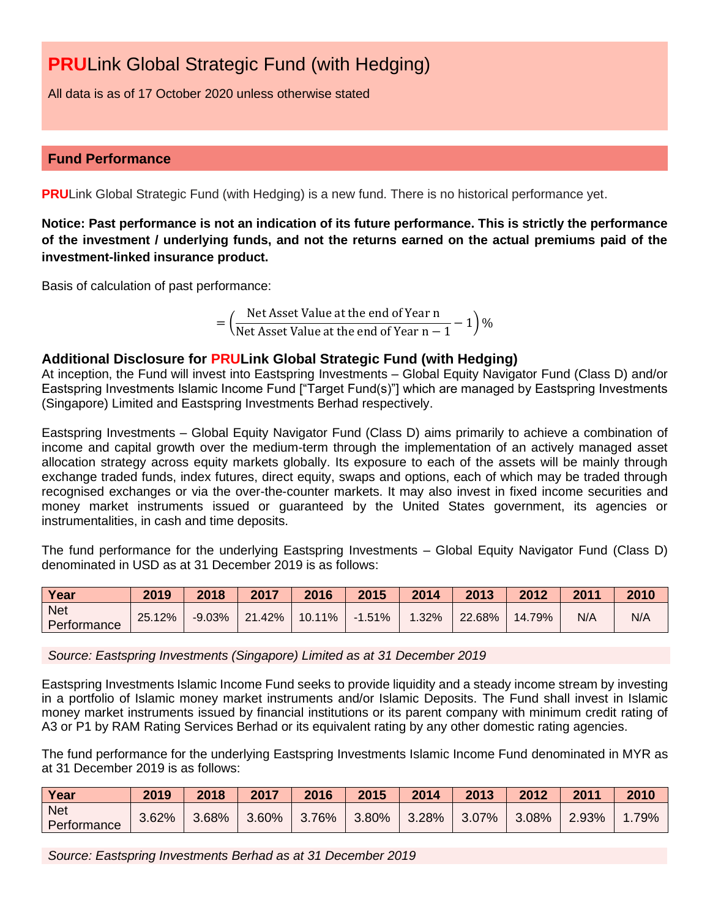# **PRU**Link Global Strategic Fund (with Hedging)

All data is as of 17 October 2020 unless otherwise stated

## Fund Performance

**PRU**Link Global Strategic Fund (with Hedging) is a new fund. There is no historical performance yet.

**Notice: Past performance is not an indication of its future performance. This is strictly the performance of the investment / underlying funds, and not the returns earned on the actual premiums paid of the investment-linked insurance product.**

Basis of calculation of past performance:

$$= \left( \frac{\text{Net Asset Value at the end of Year n}}{\text{Net Asset Value at the end of Year n} - 1} - 1 \right) \%$$

### Additional Disclosure for PRULink Global Strategic Fund (with Hedging)

At inception, the Fund will invest into Eastspring Investments – Global Equity Navigator Fund (Class D) and/or Eastspring Investments Islamic Income Fund ["Target Fund(s)"] which are managed by Eastspring Investments (Singapore) Limited and Eastspring Investments Berhad respectively.

Eastspring Investments – Global Equity Navigator Fund (Class D) aims primarily to achieve a combination of income and capital growth over the medium-term through the implementation of an actively managed asset allocation strategy across equity markets globally. Its exposure to each of the assets will be mainly through exchange traded funds, index futures, direct equity, swaps and options, each of which may be traded through recognised exchanges or via the over-the-counter markets. It may also invest in fixed income securities and money market instruments issued or guaranteed by the United States government, its agencies or instrumentalities, in cash and time deposits.

The fund performance for the underlying Eastspring Investments – Global Equity Navigator Fund (Class D) denominated in USD as at 31 December 2019 is as follows:

| Year | 2019 | 2018 | 2017 | 2016 | 2015 | 2014 | 2013 | 2012 | 2011 | 2010 |
|---|---|---|---|---|---|---|---|---|---|---|
| Net Performance | 25.12% | -9.03% | 21.42% | 10.11% | -1.51% | 1.32% | 22.68% | 14.79% | N/A | N/A |

*Source: Eastspring Investments (Singapore) Limited as at 31 December 2019*

Eastspring Investments Islamic Income Fund seeks to provide liquidity and a steady income stream by investing in a portfolio of Islamic money market instruments and/or Islamic Deposits. The Fund shall invest in Islamic money market instruments issued by financial institutions or its parent company with minimum credit rating of A3 or P1 by RAM Rating Services Berhad or its equivalent rating by any other domestic rating agencies.

The fund performance for the underlying Eastspring Investments Islamic Income Fund denominated in MYR as at 31 December 2019 is as follows:

| Year | 2019 | 2018 | 2017 | 2016 | 2015 | 2014 | 2013 | 2012 | 2011 | 2010 |
|---|---|---|---|---|---|---|---|---|---|---|
| Net Performance | 3.62% | 3.68% | 3.60% | 3.76% | 3.80% | 3.28% | 3.07% | 3.08% | 2.93% | 1.79% |

*Source: Eastspring Investments Berhad as at 31 December 2019*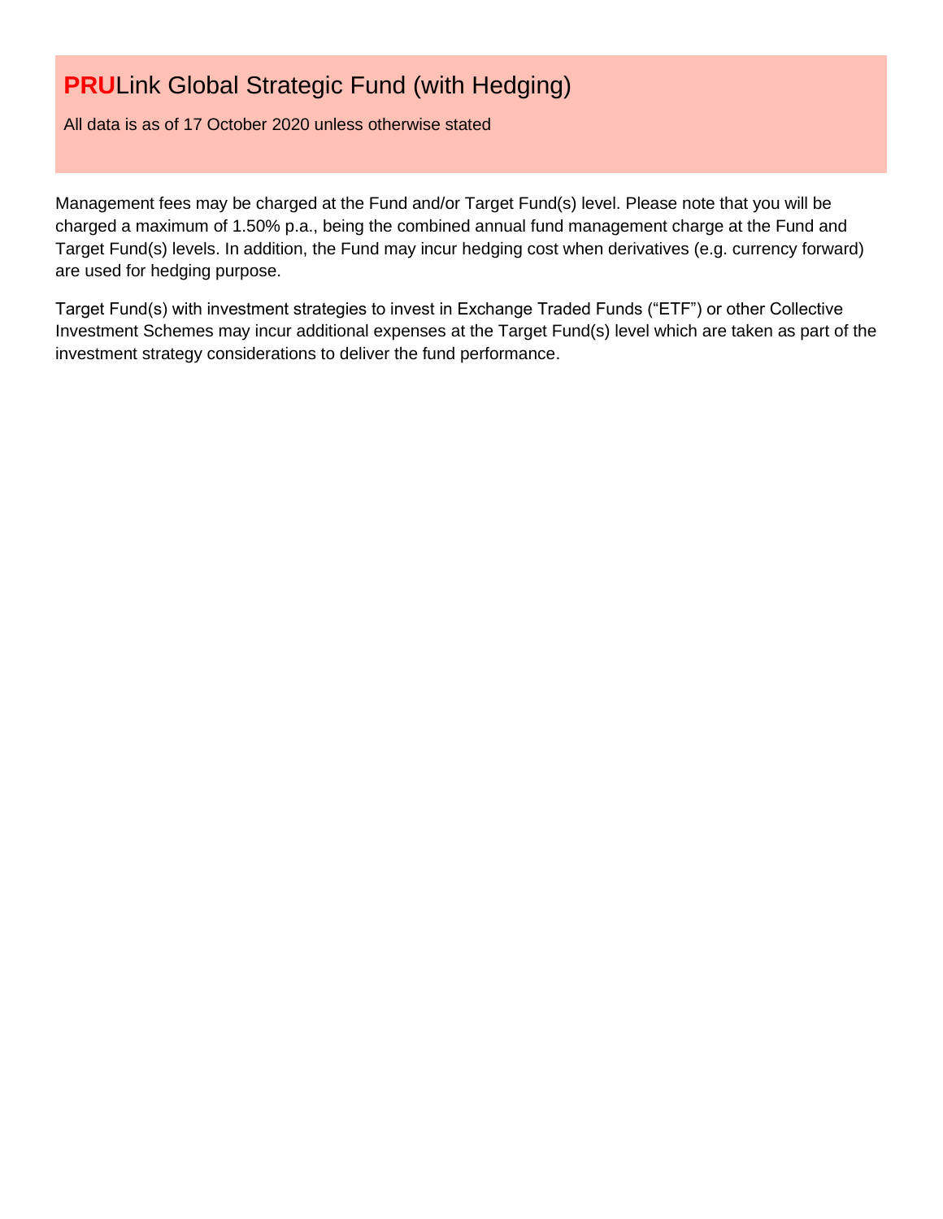# **PRU**Link Global Strategic Fund (with Hedging)

All data is as of 17 October 2020 unless otherwise stated

Management fees may be charged at the Fund and/or Target Fund(s) level. Please note that you will be charged a maximum of 1.50% p.a., being the combined annual fund management charge at the Fund and Target Fund(s) levels. In addition, the Fund may incur hedging cost when derivatives (e.g. currency forward) are used for hedging purpose.

Target Fund(s) with investment strategies to invest in Exchange Traded Funds ("ETF") or other Collective Investment Schemes may incur additional expenses at the Target Fund(s) level which are taken as part of the investment strategy considerations to deliver the fund performance.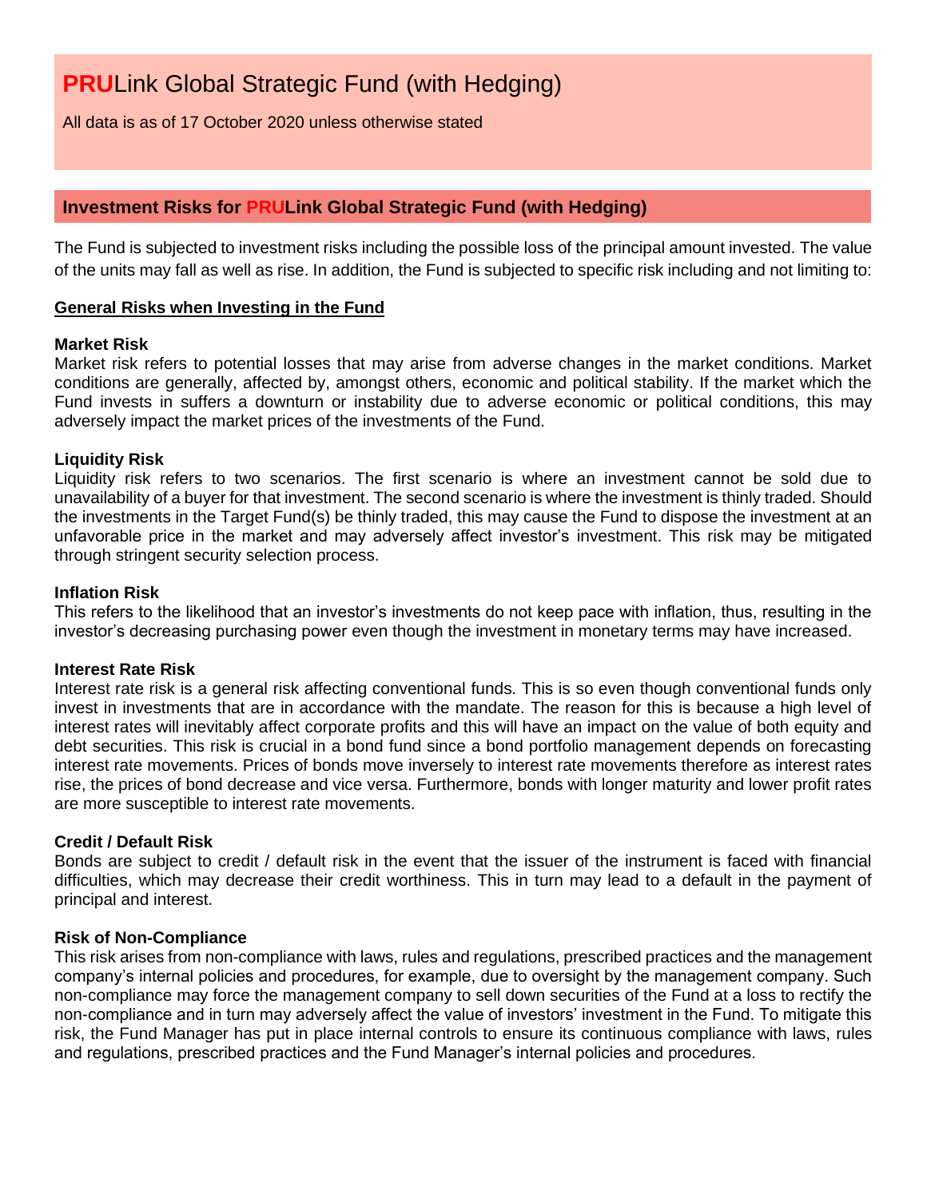# PRULink Global Strategic Fund (with Hedging)

All data is as of 17 October 2020 unless otherwise stated

## Investment Risks for PRULink Global Strategic Fund (with Hedging)

The Fund is subjected to investment risks including the possible loss of the principal amount invested. The value of the units may fall as well as rise. In addition, the Fund is subjected to specific risk including and not limiting to:

**General Risks when Investing in the Fund**

**Market Risk**
Market risk refers to potential losses that may arise from adverse changes in the market conditions. Market conditions are generally, affected by, amongst others, economic and political stability. If the market which the Fund invests in suffers a downturn or instability due to adverse economic or political conditions, this may adversely impact the market prices of the investments of the Fund.

**Liquidity Risk**
Liquidity risk refers to two scenarios. The first scenario is where an investment cannot be sold due to unavailability of a buyer for that investment. The second scenario is where the investment is thinly traded. Should the investments in the Target Fund(s) be thinly traded, this may cause the Fund to dispose the investment at an unfavorable price in the market and may adversely affect investor's investment. This risk may be mitigated through stringent security selection process.

**Inflation Risk**
This refers to the likelihood that an investor's investments do not keep pace with inflation, thus, resulting in the investor's decreasing purchasing power even though the investment in monetary terms may have increased.

**Interest Rate Risk**
Interest rate risk is a general risk affecting conventional funds. This is so even though conventional funds only invest in investments that are in accordance with the mandate. The reason for this is because a high level of interest rates will inevitably affect corporate profits and this will have an impact on the value of both equity and debt securities. This risk is crucial in a bond fund since a bond portfolio management depends on forecasting interest rate movements. Prices of bonds move inversely to interest rate movements therefore as interest rates rise, the prices of bond decrease and vice versa. Furthermore, bonds with longer maturity and lower profit rates are more susceptible to interest rate movements.

**Credit / Default Risk**
Bonds are subject to credit / default risk in the event that the issuer of the instrument is faced with financial difficulties, which may decrease their credit worthiness. This in turn may lead to a default in the payment of principal and interest.

**Risk of Non-Compliance**
This risk arises from non-compliance with laws, rules and regulations, prescribed practices and the management company's internal policies and procedures, for example, due to oversight by the management company. Such non-compliance may force the management company to sell down securities of the Fund at a loss to rectify the non-compliance and in turn may adversely affect the value of investors' investment in the Fund. To mitigate this risk, the Fund Manager has put in place internal controls to ensure its continuous compliance with laws, rules and regulations, prescribed practices and the Fund Manager's internal policies and procedures.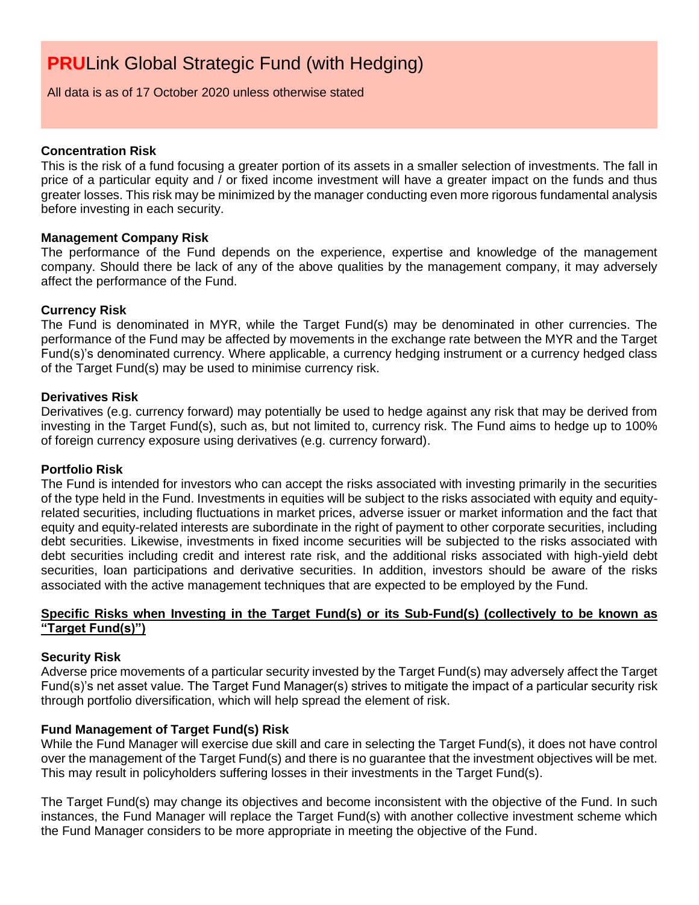# **PRU**Link Global Strategic Fund (with Hedging)

All data is as of 17 October 2020 unless otherwise stated

**Concentration Risk**

This is the risk of a fund focusing a greater portion of its assets in a smaller selection of investments. The fall in price of a particular equity and / or fixed income investment will have a greater impact on the funds and thus greater losses. This risk may be minimized by the manager conducting even more rigorous fundamental analysis before investing in each security.

**Management Company Risk**

The performance of the Fund depends on the experience, expertise and knowledge of the management company. Should there be lack of any of the above qualities by the management company, it may adversely affect the performance of the Fund.

**Currency Risk**

The Fund is denominated in MYR, while the Target Fund(s) may be denominated in other currencies. The performance of the Fund may be affected by movements in the exchange rate between the MYR and the Target Fund(s)'s denominated currency. Where applicable, a currency hedging instrument or a currency hedged class of the Target Fund(s) may be used to minimise currency risk.

**Derivatives Risk**

Derivatives (e.g. currency forward) may potentially be used to hedge against any risk that may be derived from investing in the Target Fund(s), such as, but not limited to, currency risk. The Fund aims to hedge up to 100% of foreign currency exposure using derivatives (e.g. currency forward).

**Portfolio Risk**

The Fund is intended for investors who can accept the risks associated with investing primarily in the securities of the type held in the Fund. Investments in equities will be subject to the risks associated with equity and equity-related securities, including fluctuations in market prices, adverse issuer or market information and the fact that equity and equity-related interests are subordinate in the right of payment to other corporate securities, including debt securities. Likewise, investments in fixed income securities will be subjected to the risks associated with debt securities including credit and interest rate risk, and the additional risks associated with high-yield debt securities, loan participations and derivative securities. In addition, investors should be aware of the risks associated with the active management techniques that are expected to be employed by the Fund.

**Specific Risks when Investing in the Target Fund(s) or its Sub-Fund(s) (collectively to be known as "Target Fund(s)")**

**Security Risk**

Adverse price movements of a particular security invested by the Target Fund(s) may adversely affect the Target Fund(s)'s net asset value. The Target Fund Manager(s) strives to mitigate the impact of a particular security risk through portfolio diversification, which will help spread the element of risk.

**Fund Management of Target Fund(s) Risk**

While the Fund Manager will exercise due skill and care in selecting the Target Fund(s), it does not have control over the management of the Target Fund(s) and there is no guarantee that the investment objectives will be met. This may result in policyholders suffering losses in their investments in the Target Fund(s).

The Target Fund(s) may change its objectives and become inconsistent with the objective of the Fund. In such instances, the Fund Manager will replace the Target Fund(s) with another collective investment scheme which the Fund Manager considers to be more appropriate in meeting the objective of the Fund.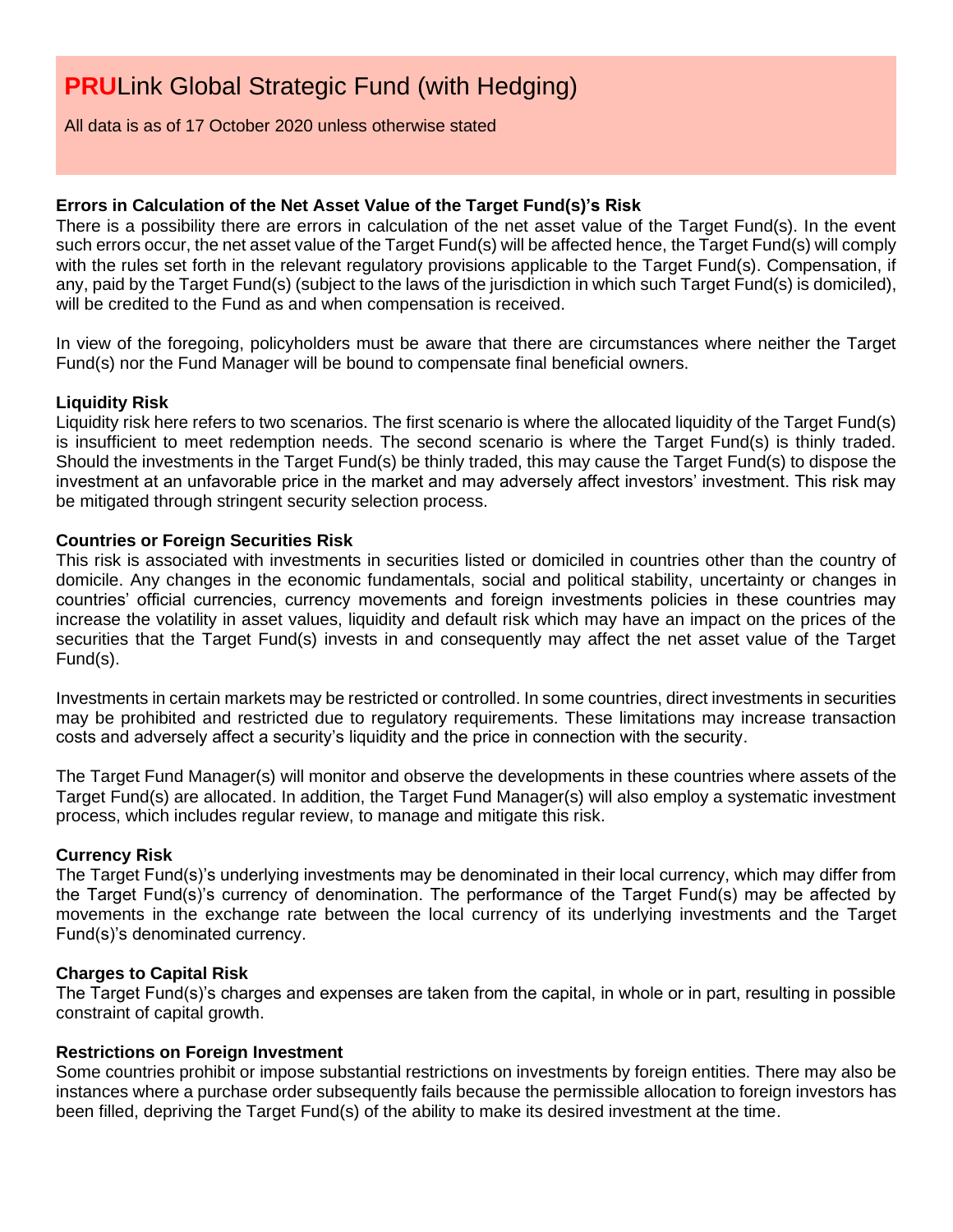# **PRU**Link Global Strategic Fund (with Hedging)

All data is as of 17 October 2020 unless otherwise stated

**Errors in Calculation of the Net Asset Value of the Target Fund(s)'s Risk**

There is a possibility there are errors in calculation of the net asset value of the Target Fund(s). In the event such errors occur, the net asset value of the Target Fund(s) will be affected hence, the Target Fund(s) will comply with the rules set forth in the relevant regulatory provisions applicable to the Target Fund(s). Compensation, if any, paid by the Target Fund(s) (subject to the laws of the jurisdiction in which such Target Fund(s) is domiciled), will be credited to the Fund as and when compensation is received.

In view of the foregoing, policyholders must be aware that there are circumstances where neither the Target Fund(s) nor the Fund Manager will be bound to compensate final beneficial owners.

**Liquidity Risk**

Liquidity risk here refers to two scenarios. The first scenario is where the allocated liquidity of the Target Fund(s) is insufficient to meet redemption needs. The second scenario is where the Target Fund(s) is thinly traded. Should the investments in the Target Fund(s) be thinly traded, this may cause the Target Fund(s) to dispose the investment at an unfavorable price in the market and may adversely affect investors' investment. This risk may be mitigated through stringent security selection process.

**Countries or Foreign Securities Risk**

This risk is associated with investments in securities listed or domiciled in countries other than the country of domicile. Any changes in the economic fundamentals, social and political stability, uncertainty or changes in countries' official currencies, currency movements and foreign investments policies in these countries may increase the volatility in asset values, liquidity and default risk which may have an impact on the prices of the securities that the Target Fund(s) invests in and consequently may affect the net asset value of the Target Fund(s).

Investments in certain markets may be restricted or controlled. In some countries, direct investments in securities may be prohibited and restricted due to regulatory requirements. These limitations may increase transaction costs and adversely affect a security's liquidity and the price in connection with the security.

The Target Fund Manager(s) will monitor and observe the developments in these countries where assets of the Target Fund(s) are allocated. In addition, the Target Fund Manager(s) will also employ a systematic investment process, which includes regular review, to manage and mitigate this risk.

**Currency Risk**

The Target Fund(s)'s underlying investments may be denominated in their local currency, which may differ from the Target Fund(s)'s currency of denomination. The performance of the Target Fund(s) may be affected by movements in the exchange rate between the local currency of its underlying investments and the Target Fund(s)'s denominated currency.

**Charges to Capital Risk**

The Target Fund(s)'s charges and expenses are taken from the capital, in whole or in part, resulting in possible constraint of capital growth.

**Restrictions on Foreign Investment**

Some countries prohibit or impose substantial restrictions on investments by foreign entities. There may also be instances where a purchase order subsequently fails because the permissible allocation to foreign investors has been filled, depriving the Target Fund(s) of the ability to make its desired investment at the time.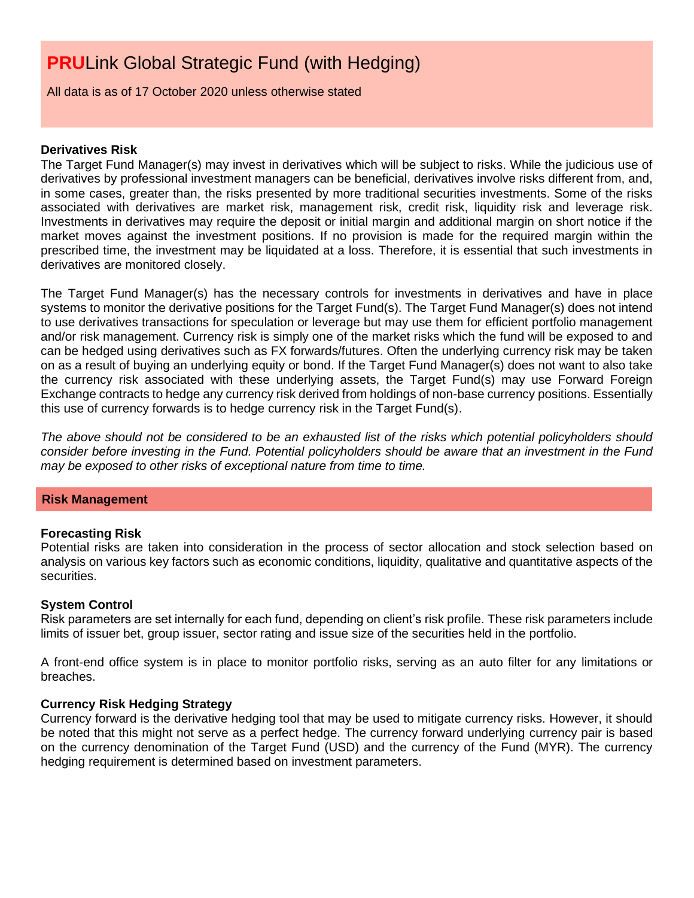# **PRU**Link Global Strategic Fund (with Hedging)

All data is as of 17 October 2020 unless otherwise stated

**Derivatives Risk**

The Target Fund Manager(s) may invest in derivatives which will be subject to risks. While the judicious use of derivatives by professional investment managers can be beneficial, derivatives involve risks different from, and, in some cases, greater than, the risks presented by more traditional securities investments. Some of the risks associated with derivatives are market risk, management risk, credit risk, liquidity risk and leverage risk. Investments in derivatives may require the deposit or initial margin and additional margin on short notice if the market moves against the investment positions. If no provision is made for the required margin within the prescribed time, the investment may be liquidated at a loss. Therefore, it is essential that such investments in derivatives are monitored closely.

The Target Fund Manager(s) has the necessary controls for investments in derivatives and have in place systems to monitor the derivative positions for the Target Fund(s). The Target Fund Manager(s) does not intend to use derivatives transactions for speculation or leverage but may use them for efficient portfolio management and/or risk management. Currency risk is simply one of the market risks which the fund will be exposed to and can be hedged using derivatives such as FX forwards/futures. Often the underlying currency risk may be taken on as a result of buying an underlying equity or bond. If the Target Fund Manager(s) does not want to also take the currency risk associated with these underlying assets, the Target Fund(s) may use Forward Foreign Exchange contracts to hedge any currency risk derived from holdings of non-base currency positions. Essentially this use of currency forwards is to hedge currency risk in the Target Fund(s).

*The above should not be considered to be an exhausted list of the risks which potential policyholders should consider before investing in the Fund. Potential policyholders should be aware that an investment in the Fund may be exposed to other risks of exceptional nature from time to time.*

## Risk Management

**Forecasting Risk**

Potential risks are taken into consideration in the process of sector allocation and stock selection based on analysis on various key factors such as economic conditions, liquidity, qualitative and quantitative aspects of the securities.

**System Control**

Risk parameters are set internally for each fund, depending on client's risk profile. These risk parameters include limits of issuer bet, group issuer, sector rating and issue size of the securities held in the portfolio.

A front-end office system is in place to monitor portfolio risks, serving as an auto filter for any limitations or breaches.

**Currency Risk Hedging Strategy**

Currency forward is the derivative hedging tool that may be used to mitigate currency risks. However, it should be noted that this might not serve as a perfect hedge. The currency forward underlying currency pair is based on the currency denomination of the Target Fund (USD) and the currency of the Fund (MYR). The currency hedging requirement is determined based on investment parameters.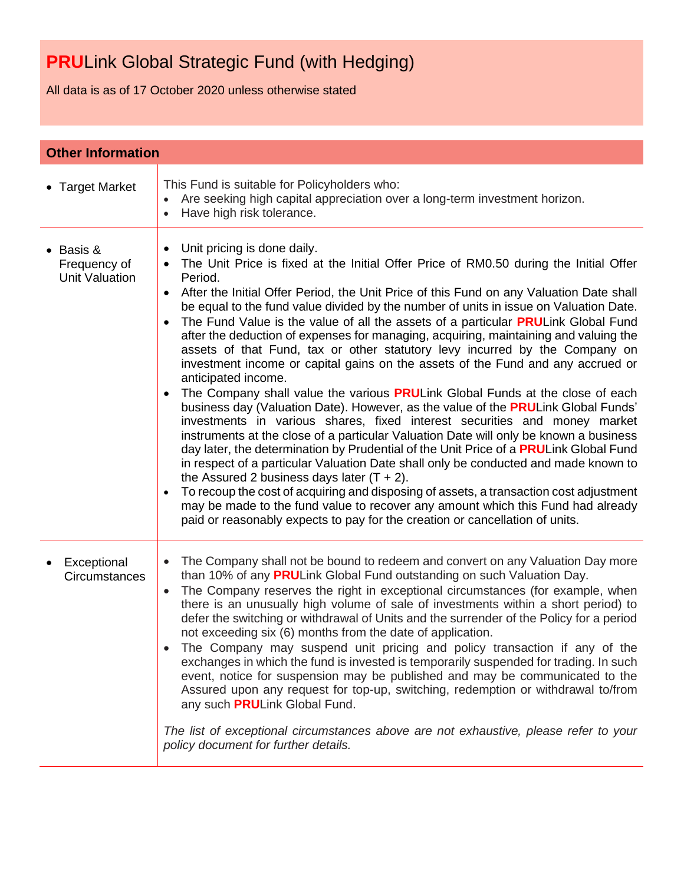# **PRU**Link Global Strategic Fund (with Hedging)

All data is as of 17 October 2020 unless otherwise stated

## Other Information

| | |
|---|---|
| • Target Market | This Fund is suitable for Policyholders who:<br>• Are seeking high capital appreciation over a long-term investment horizon.<br>• Have high risk tolerance. |
| • Basis & Frequency of Unit Valuation | • Unit pricing is done daily.<br>• The Unit Price is fixed at the Initial Offer Price of RM0.50 during the Initial Offer Period.<br>• After the Initial Offer Period, the Unit Price of this Fund on any Valuation Date shall be equal to the fund value divided by the number of units in issue on Valuation Date.<br>• The Fund Value is the value of all the assets of a particular **PRU**Link Global Fund after the deduction of expenses for managing, acquiring, maintaining and valuing the assets of that Fund, tax or other statutory levy incurred by the Company on investment income or capital gains on the assets of the Fund and any accrued or anticipated income.<br>• The Company shall value the various **PRU**Link Global Funds at the close of each business day (Valuation Date). However, as the value of the **PRU**Link Global Funds' investments in various shares, fixed interest securities and money market instruments at the close of a particular Valuation Date will only be known a business day later, the determination by Prudential of the Unit Price of a **PRU**Link Global Fund in respect of a particular Valuation Date shall only be conducted and made known to the Assured 2 business days later (T + 2).<br>• To recoup the cost of acquiring and disposing of assets, a transaction cost adjustment may be made to the fund value to recover any amount which this Fund had already paid or reasonably expects to pay for the creation or cancellation of units. |
| • Exceptional Circumstances | • The Company shall not be bound to redeem and convert on any Valuation Day more than 10% of any **PRU**Link Global Fund outstanding on such Valuation Day.<br>• The Company reserves the right in exceptional circumstances (for example, when there is an unusually high volume of sale of investments within a short period) to defer the switching or withdrawal of Units and the surrender of the Policy for a period not exceeding six (6) months from the date of application.<br>• The Company may suspend unit pricing and policy transaction if any of the exchanges in which the fund is invested is temporarily suspended for trading. In such event, notice for suspension may be published and may be communicated to the Assured upon any request for top-up, switching, redemption or withdrawal to/from any such **PRU**Link Global Fund.<br><br>*The list of exceptional circumstances above are not exhaustive, please refer to your policy document for further details.* |